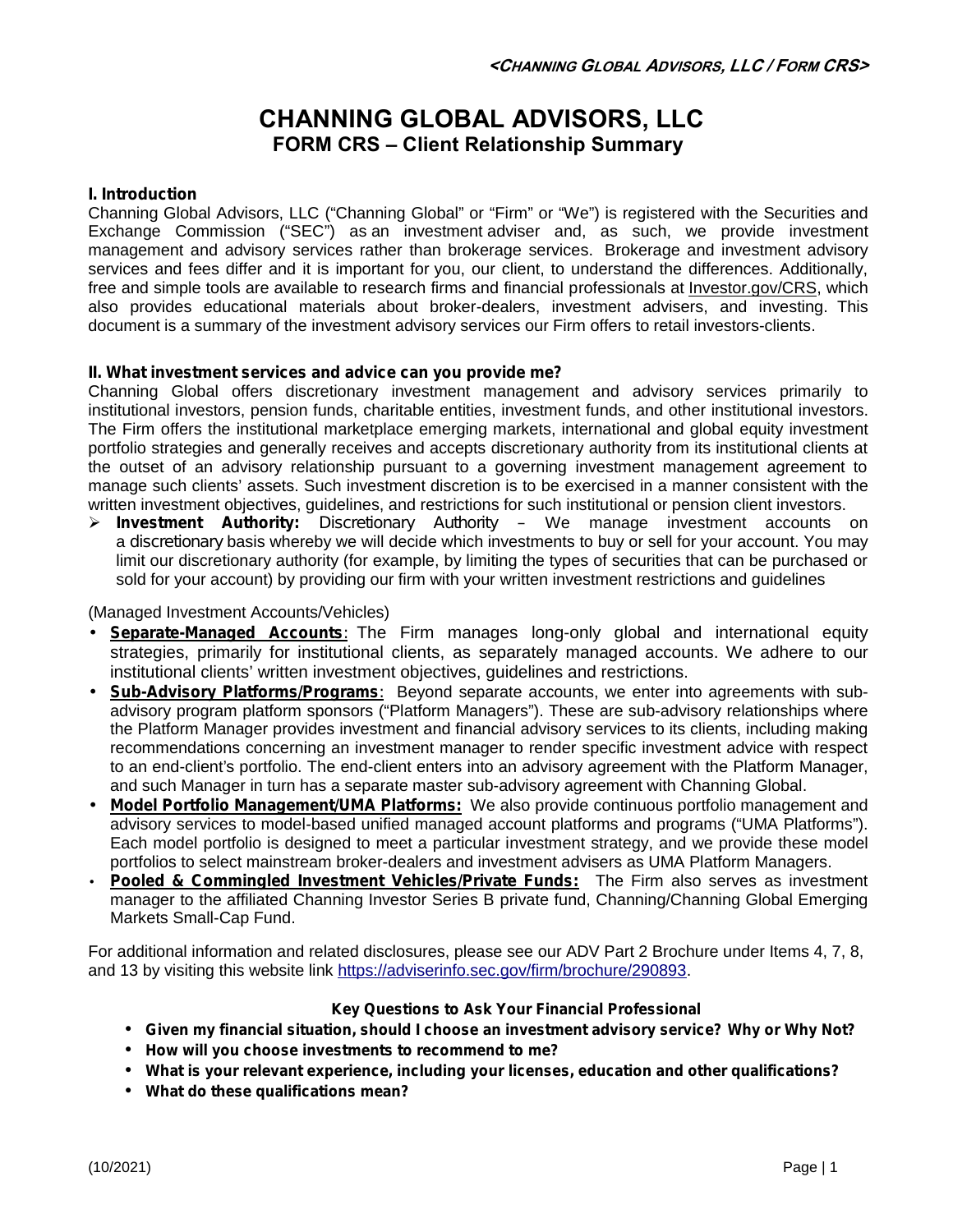# CHANNING GLOBAL ADVISORS, LLC
## FORM CRS – Client Relationship Summary

### I. Introduction

Channing Global Advisors, LLC ("Channing Global" or "Firm" or "We") is registered with the Securities and Exchange Commission ("SEC") as an investment adviser and, as such, we provide investment management and advisory services rather than brokerage services. Brokerage and investment advisory services and fees differ and it is important for you, our client, to understand the differences. Additionally, free and simple tools are available to research firms and financial professionals at Investor.gov/CRS, which also provides educational materials about broker-dealers, investment advisers, and investing. This document is a summary of the investment advisory services our Firm offers to retail investors-clients.

### II. What investment services and advice can you provide me?

Channing Global offers discretionary investment management and advisory services primarily to institutional investors, pension funds, charitable entities, investment funds, and other institutional investors. The Firm offers the institutional marketplace emerging markets, international and global equity investment portfolio strategies and generally receives and accepts discretionary authority from its institutional clients at the outset of an advisory relationship pursuant to a governing investment management agreement to manage such clients' assets. Such investment discretion is to be exercised in a manner consistent with the written investment objectives, guidelines, and restrictions for such institutional or pension client investors.

- **Investment Authority:** Discretionary Authority – We manage investment accounts on a discretionary basis whereby we will decide which investments to buy or sell for your account. You may limit our discretionary authority (for example, by limiting the types of securities that can be purchased or sold for your account) by providing our firm with your written investment restrictions and guidelines

(Managed Investment Accounts/Vehicles)

- **Separate-Managed Accounts**: The Firm manages long-only global and international equity strategies, primarily for institutional clients, as separately managed accounts. We adhere to our institutional clients' written investment objectives, guidelines and restrictions.
- **Sub-Advisory Platforms/Programs**: Beyond separate accounts, we enter into agreements with sub-advisory program platform sponsors ("Platform Managers"). These are sub-advisory relationships where the Platform Manager provides investment and financial advisory services to its clients, including making recommendations concerning an investment manager to render specific investment advice with respect to an end-client's portfolio. The end-client enters into an advisory agreement with the Platform Manager, and such Manager in turn has a separate master sub-advisory agreement with Channing Global.
- **Model Portfolio Management/UMA Platforms:** We also provide continuous portfolio management and advisory services to model-based unified managed account platforms and programs ("UMA Platforms"). Each model portfolio is designed to meet a particular investment strategy, and we provide these model portfolios to select mainstream broker-dealers and investment advisers as UMA Platform Managers.
- **Pooled & Commingled Investment Vehicles/Private Funds:** The Firm also serves as investment manager to the affiliated Channing Investor Series B private fund, Channing/Channing Global Emerging Markets Small-Cap Fund.

For additional information and related disclosures, please see our ADV Part 2 Brochure under Items 4, 7, 8, and 13 by visiting this website link https://adviserinfo.sec.gov/firm/brochure/290893.

**Key Questions to Ask Your Financial Professional**

- **Given my financial situation, should I choose an investment advisory service? Why or Why Not?**
- **How will you choose investments to recommend to me?**
- **What is your relevant experience, including your licenses, education and other qualifications?**
- **What do these qualifications mean?**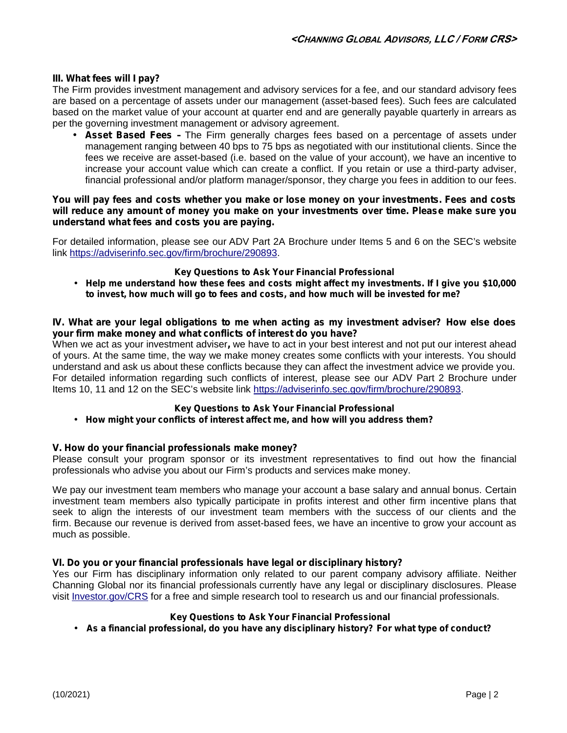## III. What fees will I pay?

The Firm provides investment management and advisory services for a fee, and our standard advisory fees are based on a percentage of assets under our management (asset-based fees). Such fees are calculated based on the market value of your account at quarter end and are generally payable quarterly in arrears as per the governing investment management or advisory agreement.

- **Asset Based Fees –** The Firm generally charges fees based on a percentage of assets under management ranging between 40 bps to 75 bps as negotiated with our institutional clients. Since the fees we receive are asset-based (i.e. based on the value of your account), we have an incentive to increase your account value which can create a conflict. If you retain or use a third-party adviser, financial professional and/or platform manager/sponsor, they charge you fees in addition to our fees.

**You will pay fees and costs whether you make or lose money on your investments. Fees and costs will reduce any amount of money you make on your investments over time. Please make sure you understand what fees and costs you are paying.**

For detailed information, please see our ADV Part 2A Brochure under Items 5 and 6 on the SEC's website link https://adviserinfo.sec.gov/firm/brochure/290893.

**Key Questions to Ask Your Financial Professional**

- **Help me understand how these fees and costs might affect my investments. If I give you $10,000 to invest, how much will go to fees and costs, and how much will be invested for me?**

## IV. What are your legal obligations to me when acting as my investment adviser? How else does your firm make money and what conflicts of interest do you have?

When we act as your investment adviser**,** we have to act in your best interest and not put our interest ahead of yours. At the same time, the way we make money creates some conflicts with your interests. You should understand and ask us about these conflicts because they can affect the investment advice we provide you. For detailed information regarding such conflicts of interest, please see our ADV Part 2 Brochure under Items 10, 11 and 12 on the SEC's website link https://adviserinfo.sec.gov/firm/brochure/290893.

**Key Questions to Ask Your Financial Professional**

- **How might your conflicts of interest affect me, and how will you address them?**

## V. How do your financial professionals make money?

Please consult your program sponsor or its investment representatives to find out how the financial professionals who advise you about our Firm's products and services make money.

We pay our investment team members who manage your account a base salary and annual bonus. Certain investment team members also typically participate in profits interest and other firm incentive plans that seek to align the interests of our investment team members with the success of our clients and the firm. Because our revenue is derived from asset-based fees, we have an incentive to grow your account as much as possible.

## VI. Do you or your financial professionals have legal or disciplinary history?

Yes our Firm has disciplinary information only related to our parent company advisory affiliate. Neither Channing Global nor its financial professionals currently have any legal or disciplinary disclosures. Please visit Investor.gov/CRS for a free and simple research tool to research us and our financial professionals.

**Key Questions to Ask Your Financial Professional**

- **As a financial professional, do you have any disciplinary history? For what type of conduct?**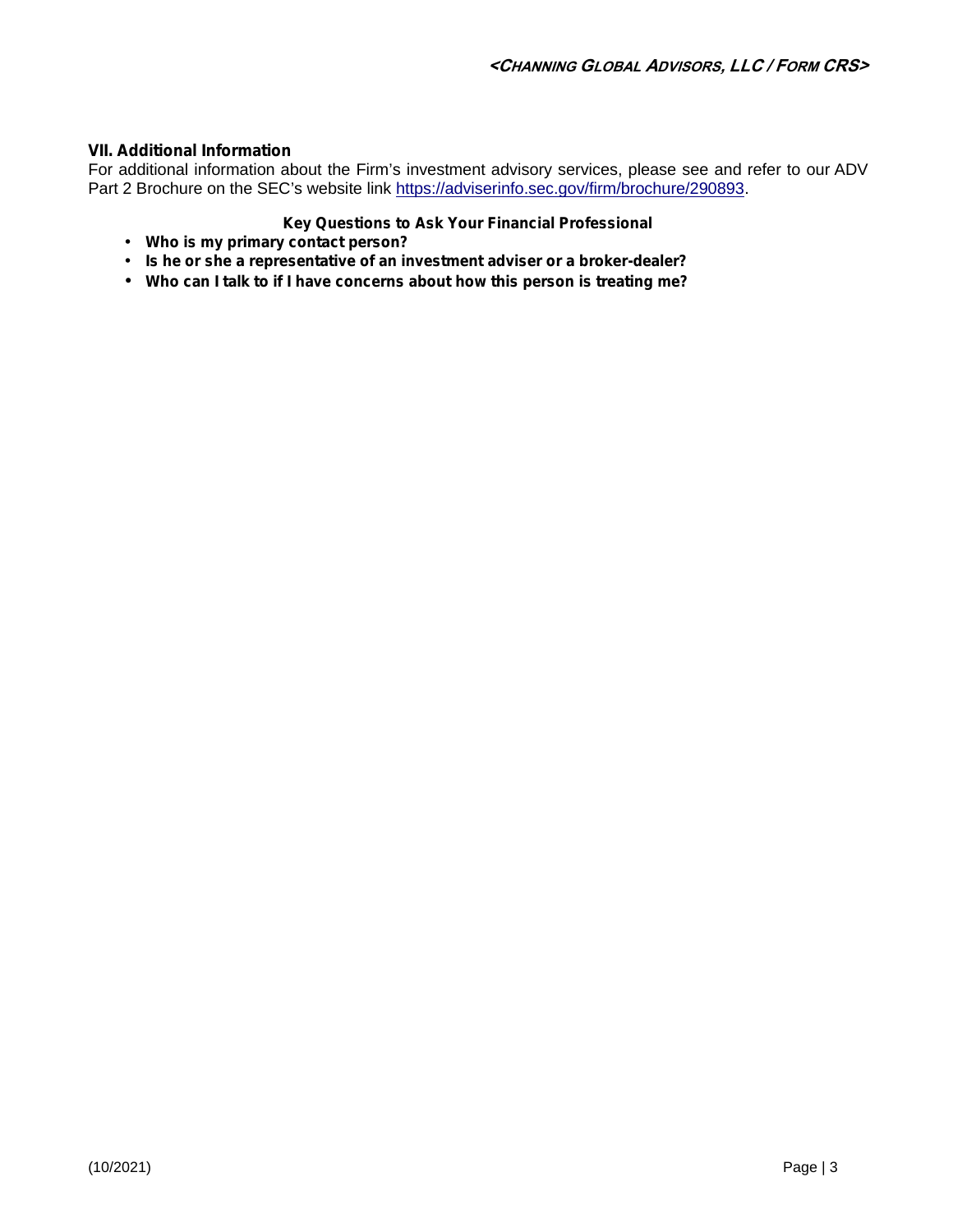## VII. Additional Information

For additional information about the Firm's investment advisory services, please see and refer to our ADV Part 2 Brochure on the SEC's website link https://adviserinfo.sec.gov/firm/brochure/290893.

**Key Questions to Ask Your Financial Professional**

- **Who is my primary contact person?**
- **Is he or she a representative of an investment adviser or a broker-dealer?**
- **Who can I talk to if I have concerns about how this person is treating me?**